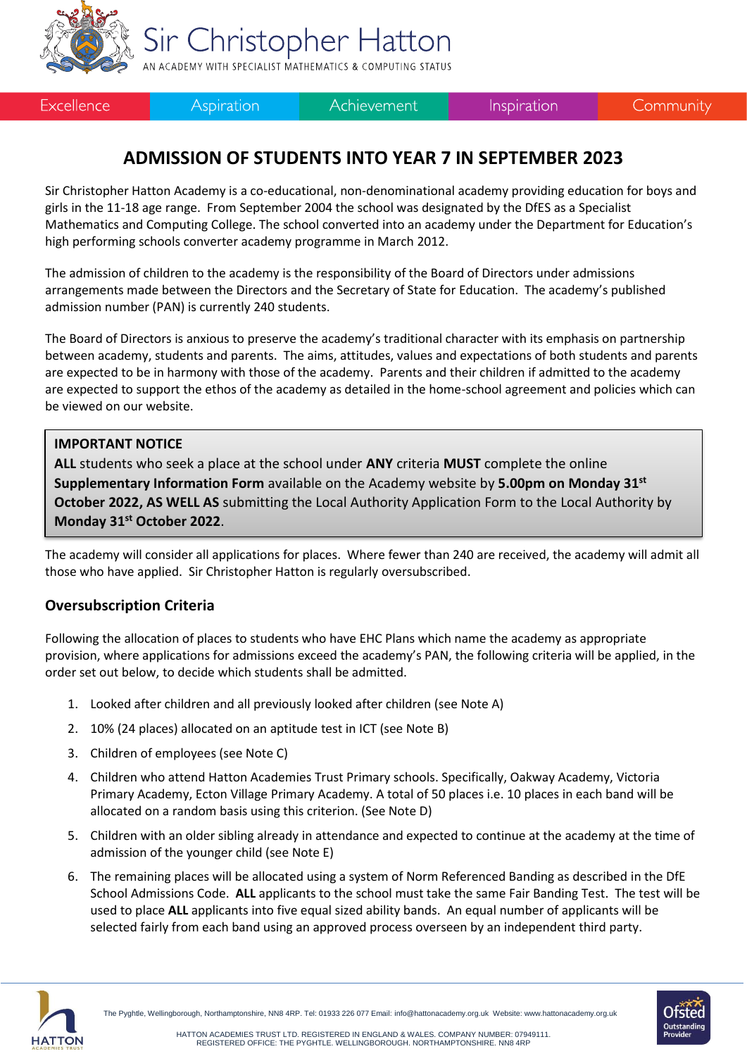# Sir Christopher Hatton

AN ACADEMY WITH SPECIALIST MATHEMATICS & COMPUTING STATUS

Excellence | Aspiration | Achievement | Inspiration | Community

## ADMISSION OF STUDENTS INTO YEAR 7 IN SEPTEMBER 2023

Sir Christopher Hatton Academy is a co-educational, non-denominational academy providing education for boys and girls in the 11-18 age range. From September 2004 the school was designated by the DfES as a Specialist Mathematics and Computing College. The school converted into an academy under the Department for Education's high performing schools converter academy programme in March 2012.

The admission of children to the academy is the responsibility of the Board of Directors under admissions arrangements made between the Directors and the Secretary of State for Education. The academy's published admission number (PAN) is currently 240 students.

The Board of Directors is anxious to preserve the academy's traditional character with its emphasis on partnership between academy, students and parents. The aims, attitudes, values and expectations of both students and parents are expected to be in harmony with those of the academy. Parents and their children if admitted to the academy are expected to support the ethos of the academy as detailed in the home-school agreement and policies which can be viewed on our website.

> **IMPORTANT NOTICE**
> **ALL** students who seek a place at the school under **ANY** criteria **MUST** complete the online **Supplementary Information Form** available on the Academy website by **5.00pm on Monday 31st October 2022, AS WELL AS** submitting the Local Authority Application Form to the Local Authority by **Monday 31st October 2022**.

The academy will consider all applications for places. Where fewer than 240 are received, the academy will admit all those who have applied. Sir Christopher Hatton is regularly oversubscribed.

### Oversubscription Criteria

Following the allocation of places to students who have EHC Plans which name the academy as appropriate provision, where applications for admissions exceed the academy's PAN, the following criteria will be applied, in the order set out below, to decide which students shall be admitted.

1. Looked after children and all previously looked after children (see Note A)
2. 10% (24 places) allocated on an aptitude test in ICT (see Note B)
3. Children of employees (see Note C)
4. Children who attend Hatton Academies Trust Primary schools. Specifically, Oakway Academy, Victoria Primary Academy, Ecton Village Primary Academy. A total of 50 places i.e. 10 places in each band will be allocated on a random basis using this criterion. (See Note D)
5. Children with an older sibling already in attendance and expected to continue at the academy at the time of admission of the younger child (see Note E)
6. The remaining places will be allocated using a system of Norm Referenced Banding as described in the DfE School Admissions Code. **ALL** applicants to the school must take the same Fair Banding Test. The test will be used to place **ALL** applicants into five equal sized ability bands. An equal number of applicants will be selected fairly from each band using an approved process overseen by an independent third party.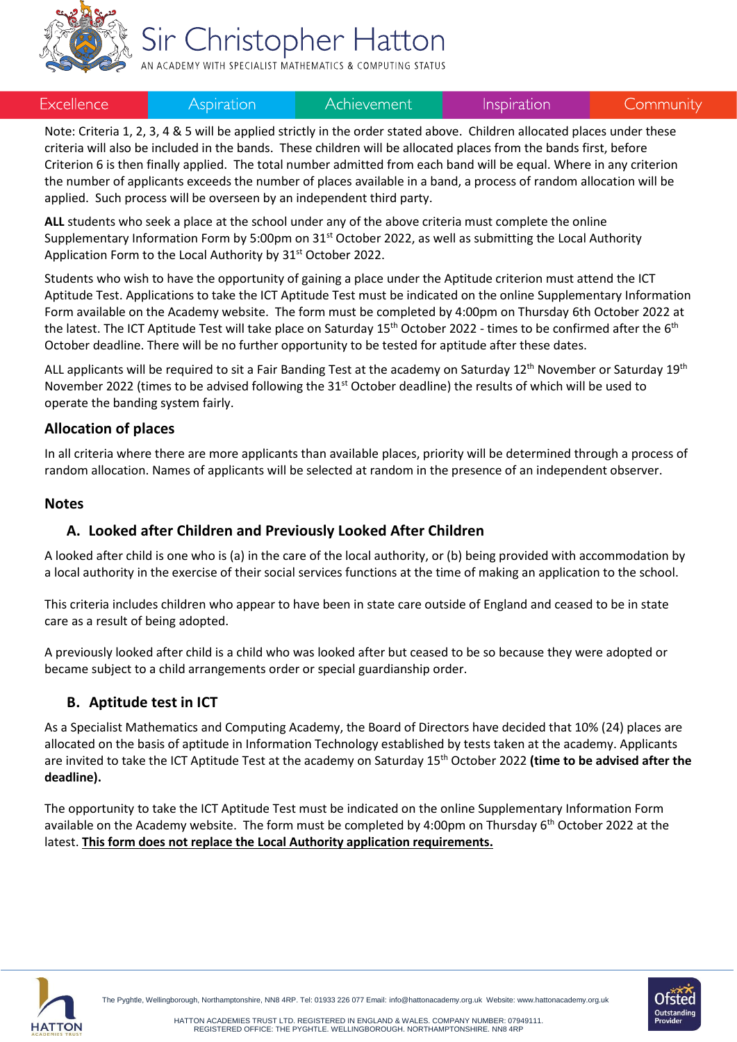Note: Criteria 1, 2, 3, 4 & 5 will be applied strictly in the order stated above. Children allocated places under these criteria will also be included in the bands. These children will be allocated places from the bands first, before Criterion 6 is then finally applied. The total number admitted from each band will be equal. Where in any criterion the number of applicants exceeds the number of places available in a band, a process of random allocation will be applied. Such process will be overseen by an independent third party.

**ALL** students who seek a place at the school under any of the above criteria must complete the online Supplementary Information Form by 5:00pm on 31st October 2022, as well as submitting the Local Authority Application Form to the Local Authority by 31st October 2022.

Students who wish to have the opportunity of gaining a place under the Aptitude criterion must attend the ICT Aptitude Test. Applications to take the ICT Aptitude Test must be indicated on the online Supplementary Information Form available on the Academy website. The form must be completed by 4:00pm on Thursday 6th October 2022 at the latest. The ICT Aptitude Test will take place on Saturday 15th October 2022 - times to be confirmed after the 6th October deadline. There will be no further opportunity to be tested for aptitude after these dates.

ALL applicants will be required to sit a Fair Banding Test at the academy on Saturday 12th November or Saturday 19th November 2022 (times to be advised following the 31st October deadline) the results of which will be used to operate the banding system fairly.

## Allocation of places

In all criteria where there are more applicants than available places, priority will be determined through a process of random allocation. Names of applicants will be selected at random in the presence of an independent observer.

## Notes

### A. Looked after Children and Previously Looked After Children

A looked after child is one who is (a) in the care of the local authority, or (b) being provided with accommodation by a local authority in the exercise of their social services functions at the time of making an application to the school.

This criteria includes children who appear to have been in state care outside of England and ceased to be in state care as a result of being adopted.

A previously looked after child is a child who was looked after but ceased to be so because they were adopted or became subject to a child arrangements order or special guardianship order.

### B. Aptitude test in ICT

As a Specialist Mathematics and Computing Academy, the Board of Directors have decided that 10% (24) places are allocated on the basis of aptitude in Information Technology established by tests taken at the academy. Applicants are invited to take the ICT Aptitude Test at the academy on Saturday 15th October 2022 **(time to be advised after the deadline).**

The opportunity to take the ICT Aptitude Test must be indicated on the online Supplementary Information Form available on the Academy website. The form must be completed by 4:00pm on Thursday 6th October 2022 at the latest. **This form does not replace the Local Authority application requirements.**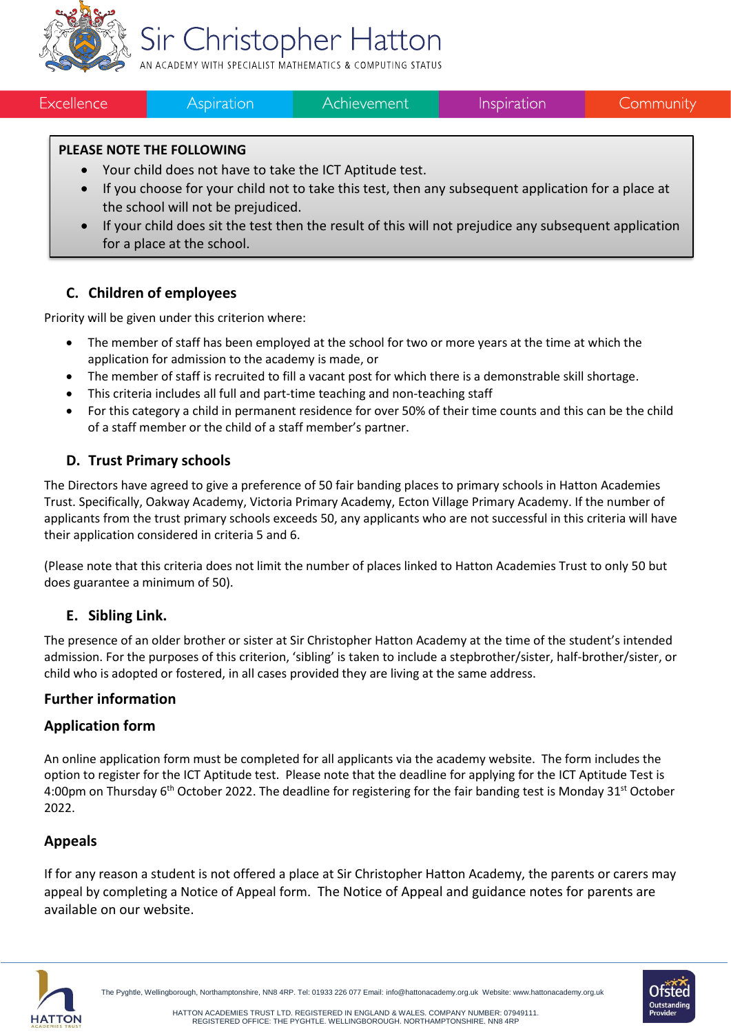**PLEASE NOTE THE FOLLOWING**

- Your child does not have to take the ICT Aptitude test.
- If you choose for your child not to take this test, then any subsequent application for a place at the school will not be prejudiced.
- If your child does sit the test then the result of this will not prejudice any subsequent application for a place at the school.

### C. Children of employees

Priority will be given under this criterion where:

- The member of staff has been employed at the school for two or more years at the time at which the application for admission to the academy is made, or
- The member of staff is recruited to fill a vacant post for which there is a demonstrable skill shortage.
- This criteria includes all full and part-time teaching and non-teaching staff
- For this category a child in permanent residence for over 50% of their time counts and this can be the child of a staff member or the child of a staff member's partner.

### D. Trust Primary schools

The Directors have agreed to give a preference of 50 fair banding places to primary schools in Hatton Academies Trust. Specifically, Oakway Academy, Victoria Primary Academy, Ecton Village Primary Academy. If the number of applicants from the trust primary schools exceeds 50, any applicants who are not successful in this criteria will have their application considered in criteria 5 and 6.

(Please note that this criteria does not limit the number of places linked to Hatton Academies Trust to only 50 but does guarantee a minimum of 50).

### E. Sibling Link.

The presence of an older brother or sister at Sir Christopher Hatton Academy at the time of the student's intended admission. For the purposes of this criterion, 'sibling' is taken to include a stepbrother/sister, half-brother/sister, or child who is adopted or fostered, in all cases provided they are living at the same address.

## Further information

## Application form

An online application form must be completed for all applicants via the academy website. The form includes the option to register for the ICT Aptitude test. Please note that the deadline for applying for the ICT Aptitude Test is 4:00pm on Thursday 6th October 2022. The deadline for registering for the fair banding test is Monday 31st October 2022.

## Appeals

If for any reason a student is not offered a place at Sir Christopher Hatton Academy, the parents or carers may appeal by completing a Notice of Appeal form. The Notice of Appeal and guidance notes for parents are available on our website.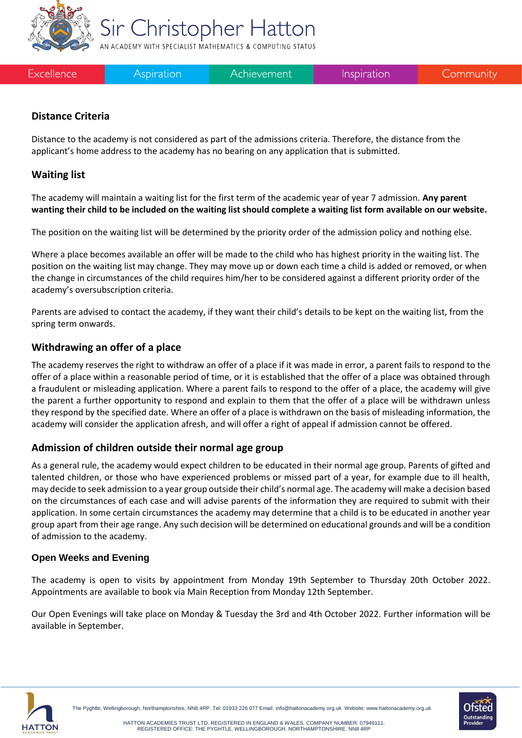## Distance Criteria

Distance to the academy is not considered as part of the admissions criteria. Therefore, the distance from the applicant's home address to the academy has no bearing on any application that is submitted.

## Waiting list

The academy will maintain a waiting list for the first term of the academic year of year 7 admission. **Any parent wanting their child to be included on the waiting list should complete a waiting list form available on our website.**

The position on the waiting list will be determined by the priority order of the admission policy and nothing else.

Where a place becomes available an offer will be made to the child who has highest priority in the waiting list. The position on the waiting list may change. They may move up or down each time a child is added or removed, or when the change in circumstances of the child requires him/her to be considered against a different priority order of the academy's oversubscription criteria.

Parents are advised to contact the academy, if they want their child's details to be kept on the waiting list, from the spring term onwards.

## Withdrawing an offer of a place

The academy reserves the right to withdraw an offer of a place if it was made in error, a parent fails to respond to the offer of a place within a reasonable period of time, or it is established that the offer of a place was obtained through a fraudulent or misleading application. Where a parent fails to respond to the offer of a place, the academy will give the parent a further opportunity to respond and explain to them that the offer of a place will be withdrawn unless they respond by the specified date. Where an offer of a place is withdrawn on the basis of misleading information, the academy will consider the application afresh, and will offer a right of appeal if admission cannot be offered.

## Admission of children outside their normal age group

As a general rule, the academy would expect children to be educated in their normal age group. Parents of gifted and talented children, or those who have experienced problems or missed part of a year, for example due to ill health, may decide to seek admission to a year group outside their child's normal age. The academy will make a decision based on the circumstances of each case and will advise parents of the information they are required to submit with their application. In some certain circumstances the academy may determine that a child is to be educated in another year group apart from their age range. Any such decision will be determined on educational grounds and will be a condition of admission to the academy.

## Open Weeks and Evening

The academy is open to visits by appointment from Monday 19th September to Thursday 20th October 2022. Appointments are available to book via Main Reception from Monday 12th September.

Our Open Evenings will take place on Monday & Tuesday the 3rd and 4th October 2022. Further information will be available in September.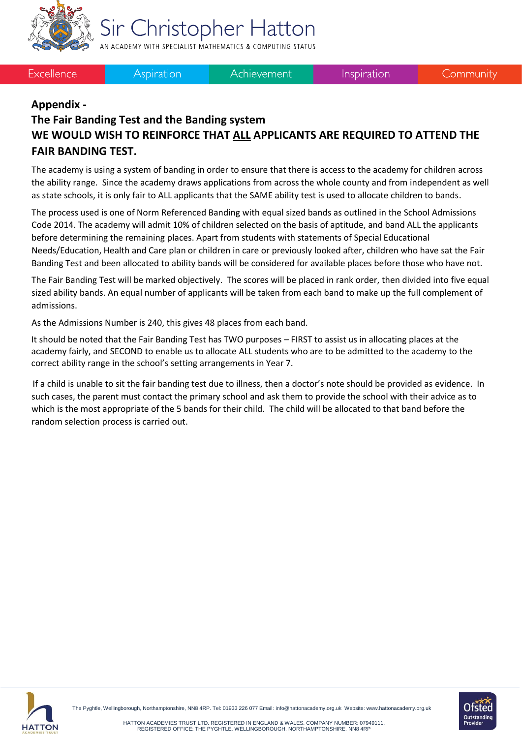## Appendix -

## The Fair Banding Test and the Banding system

## WE WOULD WISH TO REINFORCE THAT ALL APPLICANTS ARE REQUIRED TO ATTEND THE FAIR BANDING TEST.

The academy is using a system of banding in order to ensure that there is access to the academy for children across the ability range. Since the academy draws applications from across the whole county and from independent as well as state schools, it is only fair to ALL applicants that the SAME ability test is used to allocate children to bands.

The process used is one of Norm Referenced Banding with equal sized bands as outlined in the School Admissions Code 2014. The academy will admit 10% of children selected on the basis of aptitude, and band ALL the applicants before determining the remaining places. Apart from students with statements of Special Educational Needs/Education, Health and Care plan or children in care or previously looked after, children who have sat the Fair Banding Test and been allocated to ability bands will be considered for available places before those who have not.

The Fair Banding Test will be marked objectively. The scores will be placed in rank order, then divided into five equal sized ability bands. An equal number of applicants will be taken from each band to make up the full complement of admissions.

As the Admissions Number is 240, this gives 48 places from each band.

It should be noted that the Fair Banding Test has TWO purposes – FIRST to assist us in allocating places at the academy fairly, and SECOND to enable us to allocate ALL students who are to be admitted to the academy to the correct ability range in the school's setting arrangements in Year 7.

If a child is unable to sit the fair banding test due to illness, then a doctor's note should be provided as evidence. In such cases, the parent must contact the primary school and ask them to provide the school with their advice as to which is the most appropriate of the 5 bands for their child. The child will be allocated to that band before the random selection process is carried out.